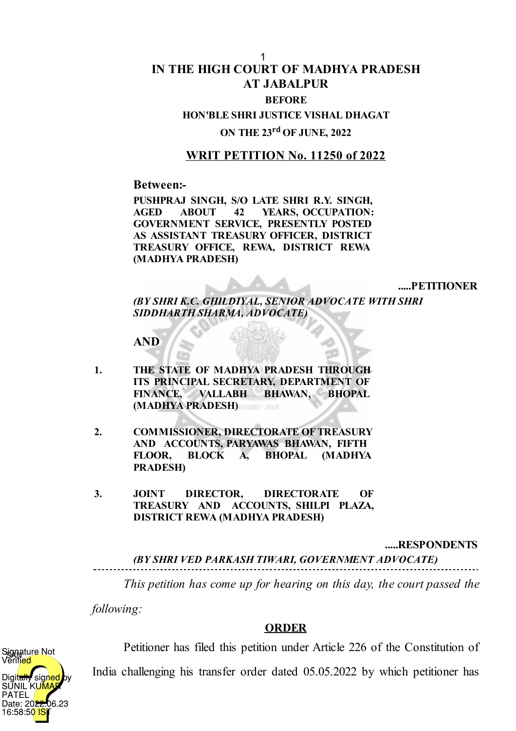# IN THE HIGH COURT OF MADHYA PRADESH AT JABALPUR

**BEFORE**

**HON'BLE SHRI JUSTICE VISHAL DHAGAT**

**ON THE 23rd OF JUNE, 2022**

## WRIT PETITION No. 11250 of 2022

**Between:-**

**PUSHPRAJ SINGH, S/O LATE SHRI R.Y. SINGH, AGED ABOUT 42 YEARS, OCCUPATION: GOVERNMENT SERVICE, PRESENTLY POSTED AS ASSISTANT TREASURY OFFICER, DISTRICT TREASURY OFFICE, REWA, DISTRICT REWA (MADHYA PRADESH)**

**.....PETITIONER**

***(BY SHRI K.C. GHILDIYAL, SENIOR ADVOCATE WITH SHRI SIDDHARTH SHARMA, ADVOCATE)***

**AND**

1. **THE STATE OF MADHYA PRADESH THROUGH ITS PRINCIPAL SECRETARY, DEPARTMENT OF FINANCE, VALLABH BHAWAN, BHOPAL (MADHYA PRADESH)**

2. **COMMISSIONER, DIRECTORATE OF TREASURY AND ACCOUNTS, PARYAWAS BHAWAN, FIFTH FLOOR, BLOCK A, BHOPAL (MADHYA PRADESH)**

3. **JOINT DIRECTOR, DIRECTORATE OF TREASURY AND ACCOUNTS, SHILPI PLAZA, DISTRICT REWA (MADHYA PRADESH)**

**.....RESPONDENTS**

***(BY SHRI VED PARKASH TIWARI, GOVERNMENT ADVOCATE)***

---

*This petition has come up for hearing on this day, the court passed the following:*

**ORDER**

Petitioner has filed this petition under Article 226 of the Constitution of India challenging his transfer order dated 05.05.2022 by which petitioner has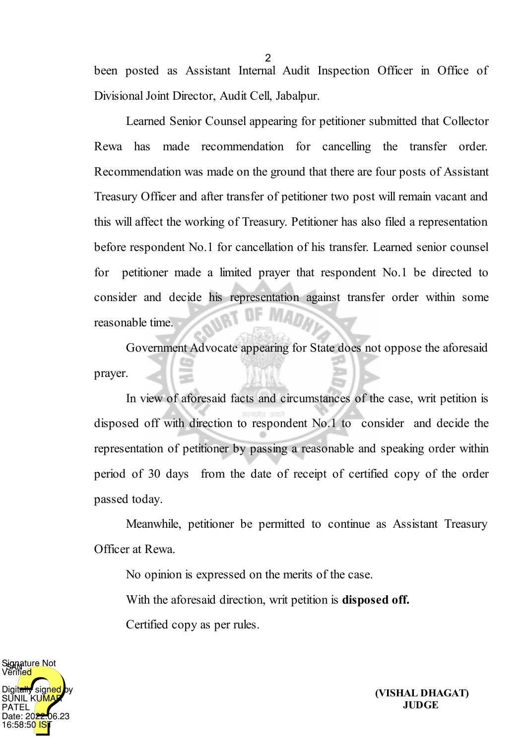been posted as Assistant Internal Audit Inspection Officer in Office of Divisional Joint Director, Audit Cell, Jabalpur.

Learned Senior Counsel appearing for petitioner submitted that Collector Rewa has made recommendation for cancelling the transfer order. Recommendation was made on the ground that there are four posts of Assistant Treasury Officer and after transfer of petitioner two post will remain vacant and this will affect the working of Treasury. Petitioner has also filed a representation before respondent No.1 for cancellation of his transfer. Learned senior counsel for petitioner made a limited prayer that respondent No.1 be directed to consider and decide his representation against transfer order within some reasonable time.

Government Advocate appearing for State does not oppose the aforesaid prayer.

In view of aforesaid facts and circumstances of the case, writ petition is disposed off with direction to respondent No.1 to consider and decide the representation of petitioner by passing a reasonable and speaking order within period of 30 days from the date of receipt of certified copy of the order passed today.

Meanwhile, petitioner be permitted to continue as Assistant Treasury Officer at Rewa.

No opinion is expressed on the merits of the case.

With the aforesaid direction, writ petition is **disposed off.**

Certified copy as per rules.

Signature Not Verified
Digitally signed by SUNIL KUMAR PATEL
Date: 2022.06.23 16:58:50 IST

**(VISHAL DHAGAT)**
**JUDGE**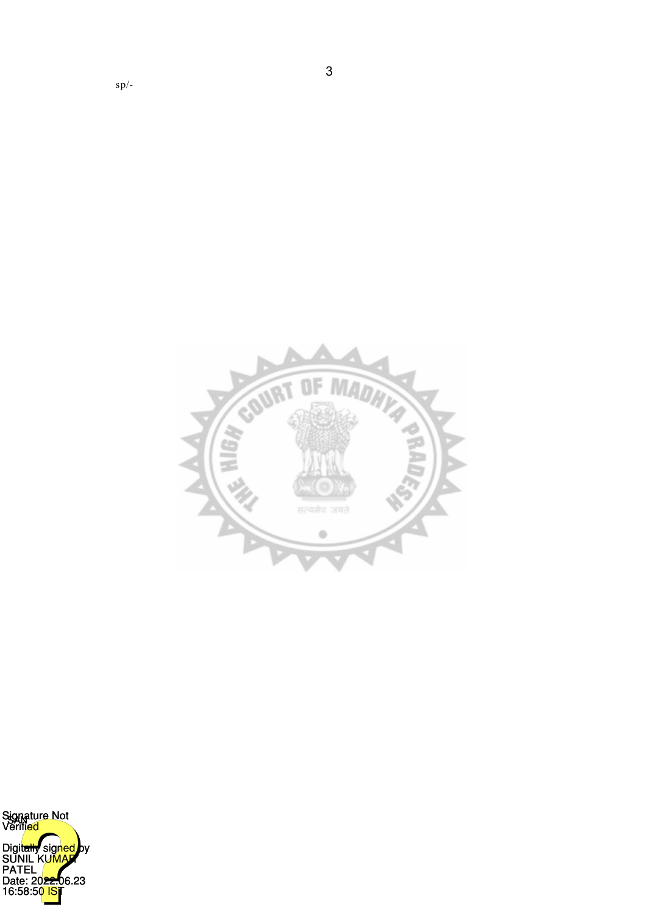sp/-

Signature Not Verified

SAN

Digitally signed by SUNIL KUMAR PATEL
Date: 2022.06.23 16:58:50 IST